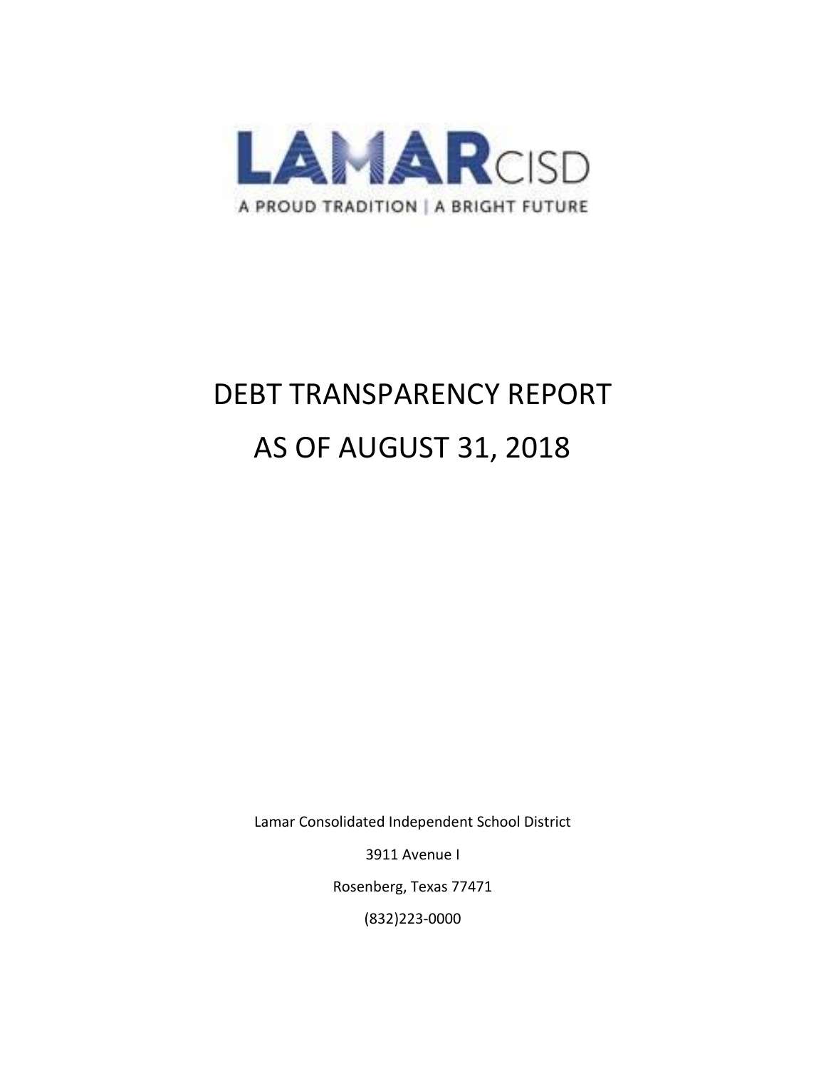LAMAR CISD

A PROUD TRADITION | A BRIGHT FUTURE

# DEBT TRANSPARENCY REPORT

# AS OF AUGUST 31, 2018

Lamar Consolidated Independent School District

3911 Avenue I

Rosenberg, Texas 77471

(832)223-0000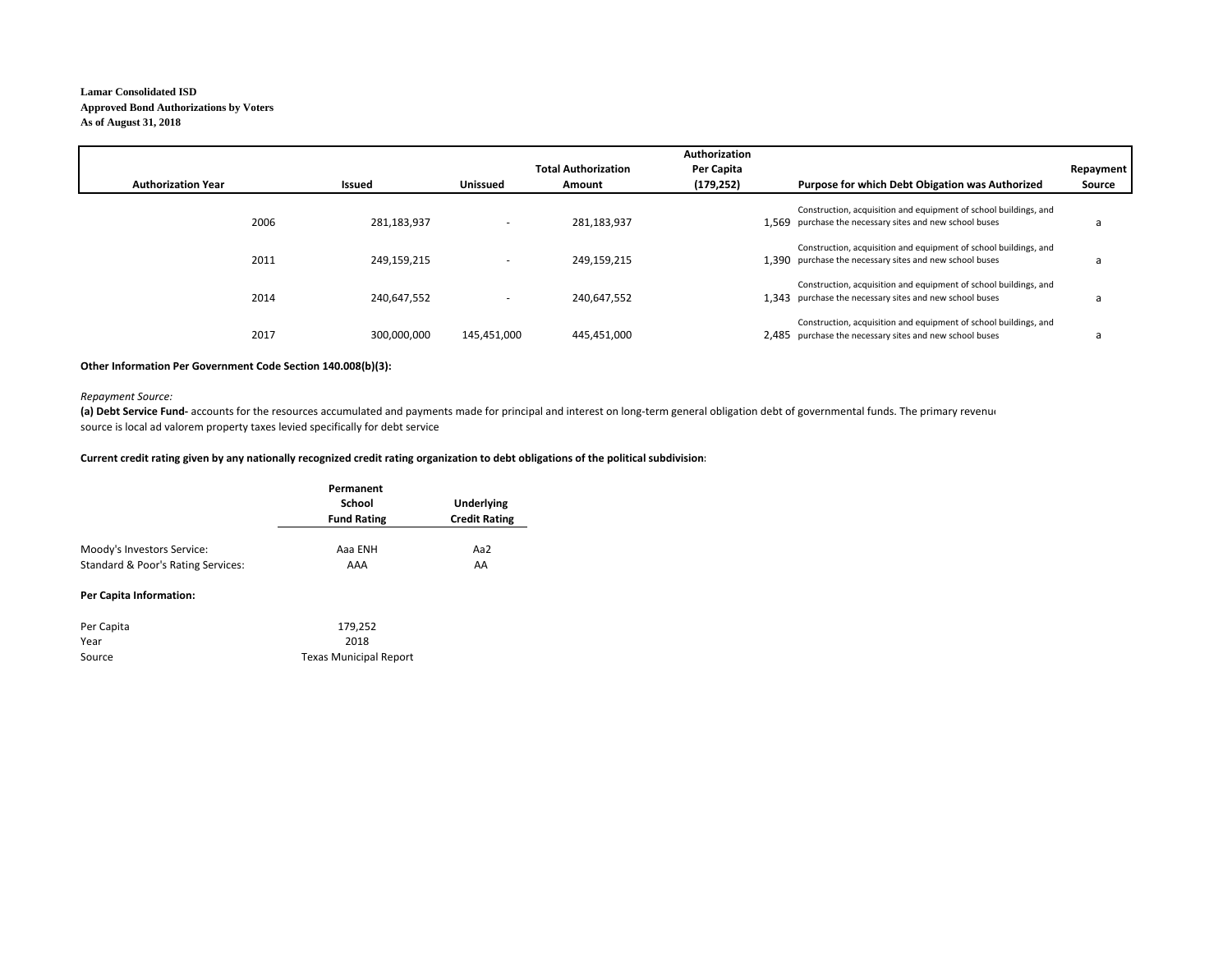**Lamar Consolidated ISD**
**Approved Bond Authorizations by Voters**
**As of August 31, 2018**

| Authorization Year | Issued | Unissued | Total Authorization Amount | Authorization Per Capita (179,252) | Purpose for which Debt Obigation was Authorized | Repayment Source |
|---|---|---|---|---|---|---|
| 2006 | 281,183,937 | - | 281,183,937 | 1,569 | Construction, acquisition and equipment of school buildings, and purchase the necessary sites and new school buses | a |
| 2011 | 249,159,215 | - | 249,159,215 | 1,390 | Construction, acquisition and equipment of school buildings, and purchase the necessary sites and new school buses | a |
| 2014 | 240,647,552 | - | 240,647,552 | 1,343 | Construction, acquisition and equipment of school buildings, and purchase the necessary sites and new school buses | a |
| 2017 | 300,000,000 | 145,451,000 | 445,451,000 | 2,485 | Construction, acquisition and equipment of school buildings, and purchase the necessary sites and new school buses | a |

**Other Information Per Government Code Section 140.008(b)(3):**

*Repayment Source:*

**(a) Debt Service Fund-** accounts for the resources accumulated and payments made for principal and interest on long-term general obligation debt of governmental funds. The primary revenue source is local ad valorem property taxes levied specifically for debt service

**Current credit rating given by any nationally recognized credit rating organization to debt obligations of the political subdivision:**

| | Permanent School Fund Rating | Underlying Credit Rating |
|---|---|---|
| Moody's Investors Service: | Aaa ENH | Aa2 |
| Standard & Poor's Rating Services: | AAA | AA |

**Per Capita Information:**

| | |
|---|---|
| Per Capita | 179,252 |
| Year | 2018 |
| Source | Texas Municipal Report |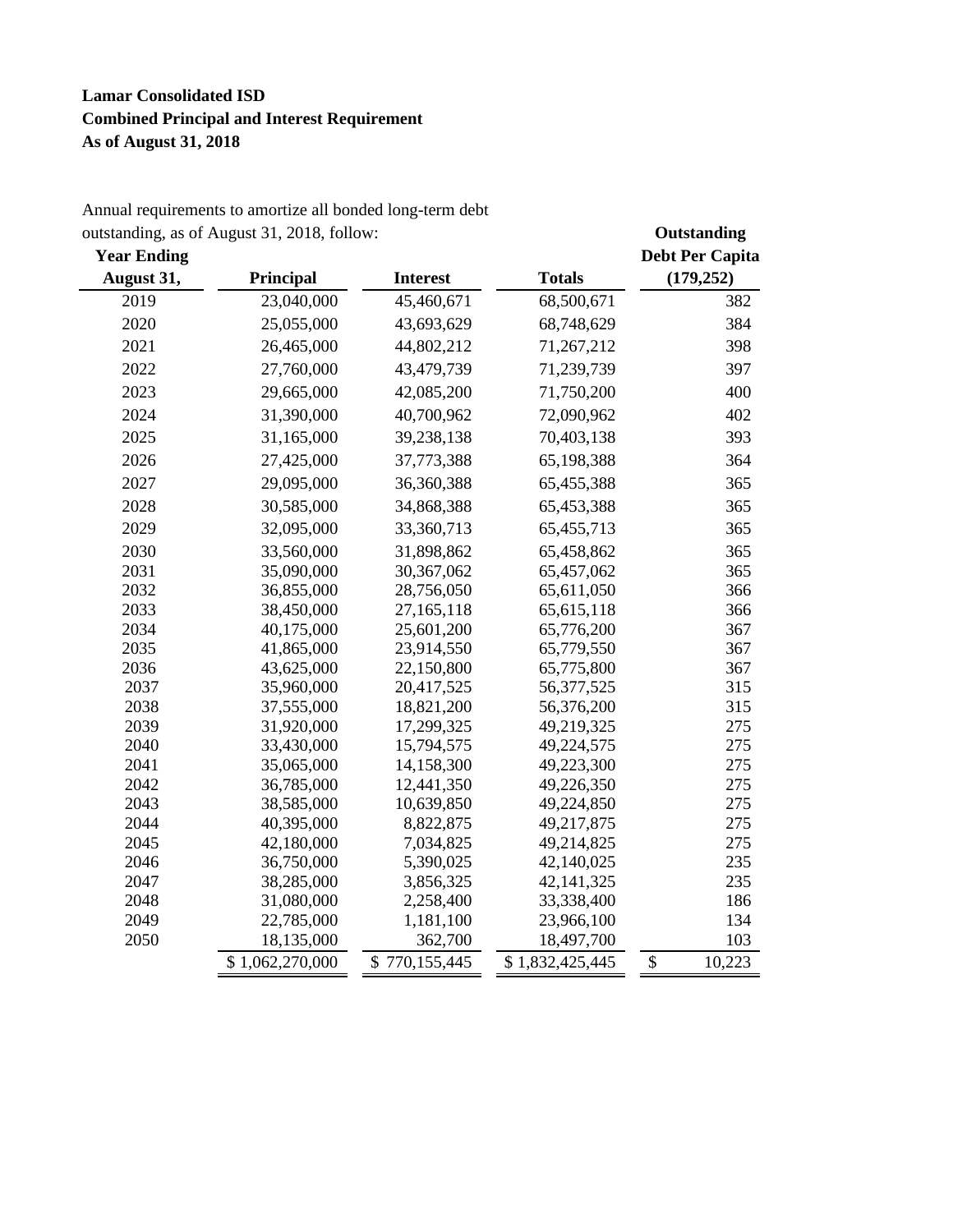**Lamar Consolidated ISD**
**Combined Principal and Interest Requirement**
**As of August 31, 2018**

Annual requirements to amortize all bonded long-term debt outstanding, as of August 31, 2018, follow:

| Year Ending August 31, | Principal | Interest | Totals | Outstanding Debt Per Capita (179,252) |
|---|---|---|---|---|
| 2019 | 23,040,000 | 45,460,671 | 68,500,671 | 382 |
| 2020 | 25,055,000 | 43,693,629 | 68,748,629 | 384 |
| 2021 | 26,465,000 | 44,802,212 | 71,267,212 | 398 |
| 2022 | 27,760,000 | 43,479,739 | 71,239,739 | 397 |
| 2023 | 29,665,000 | 42,085,200 | 71,750,200 | 400 |
| 2024 | 31,390,000 | 40,700,962 | 72,090,962 | 402 |
| 2025 | 31,165,000 | 39,238,138 | 70,403,138 | 393 |
| 2026 | 27,425,000 | 37,773,388 | 65,198,388 | 364 |
| 2027 | 29,095,000 | 36,360,388 | 65,455,388 | 365 |
| 2028 | 30,585,000 | 34,868,388 | 65,453,388 | 365 |
| 2029 | 32,095,000 | 33,360,713 | 65,455,713 | 365 |
| 2030 | 33,560,000 | 31,898,862 | 65,458,862 | 365 |
| 2031 | 35,090,000 | 30,367,062 | 65,457,062 | 365 |
| 2032 | 36,855,000 | 28,756,050 | 65,611,050 | 366 |
| 2033 | 38,450,000 | 27,165,118 | 65,615,118 | 366 |
| 2034 | 40,175,000 | 25,601,200 | 65,776,200 | 367 |
| 2035 | 41,865,000 | 23,914,550 | 65,779,550 | 367 |
| 2036 | 43,625,000 | 22,150,800 | 65,775,800 | 367 |
| 2037 | 35,960,000 | 20,417,525 | 56,377,525 | 315 |
| 2038 | 37,555,000 | 18,821,200 | 56,376,200 | 315 |
| 2039 | 31,920,000 | 17,299,325 | 49,219,325 | 275 |
| 2040 | 33,430,000 | 15,794,575 | 49,224,575 | 275 |
| 2041 | 35,065,000 | 14,158,300 | 49,223,300 | 275 |
| 2042 | 36,785,000 | 12,441,350 | 49,226,350 | 275 |
| 2043 | 38,585,000 | 10,639,850 | 49,224,850 | 275 |
| 2044 | 40,395,000 | 8,822,875 | 49,217,875 | 275 |
| 2045 | 42,180,000 | 7,034,825 | 49,214,825 | 275 |
| 2046 | 36,750,000 | 5,390,025 | 42,140,025 | 235 |
| 2047 | 38,285,000 | 3,856,325 | 42,141,325 | 235 |
| 2048 | 31,080,000 | 2,258,400 | 33,338,400 | 186 |
| 2049 | 22,785,000 | 1,181,100 | 23,966,100 | 134 |
| 2050 | 18,135,000 | 362,700 | 18,497,700 | 103 |
| | $ 1,062,270,000 | $ 770,155,445 | $ 1,832,425,445 | $ 10,223 |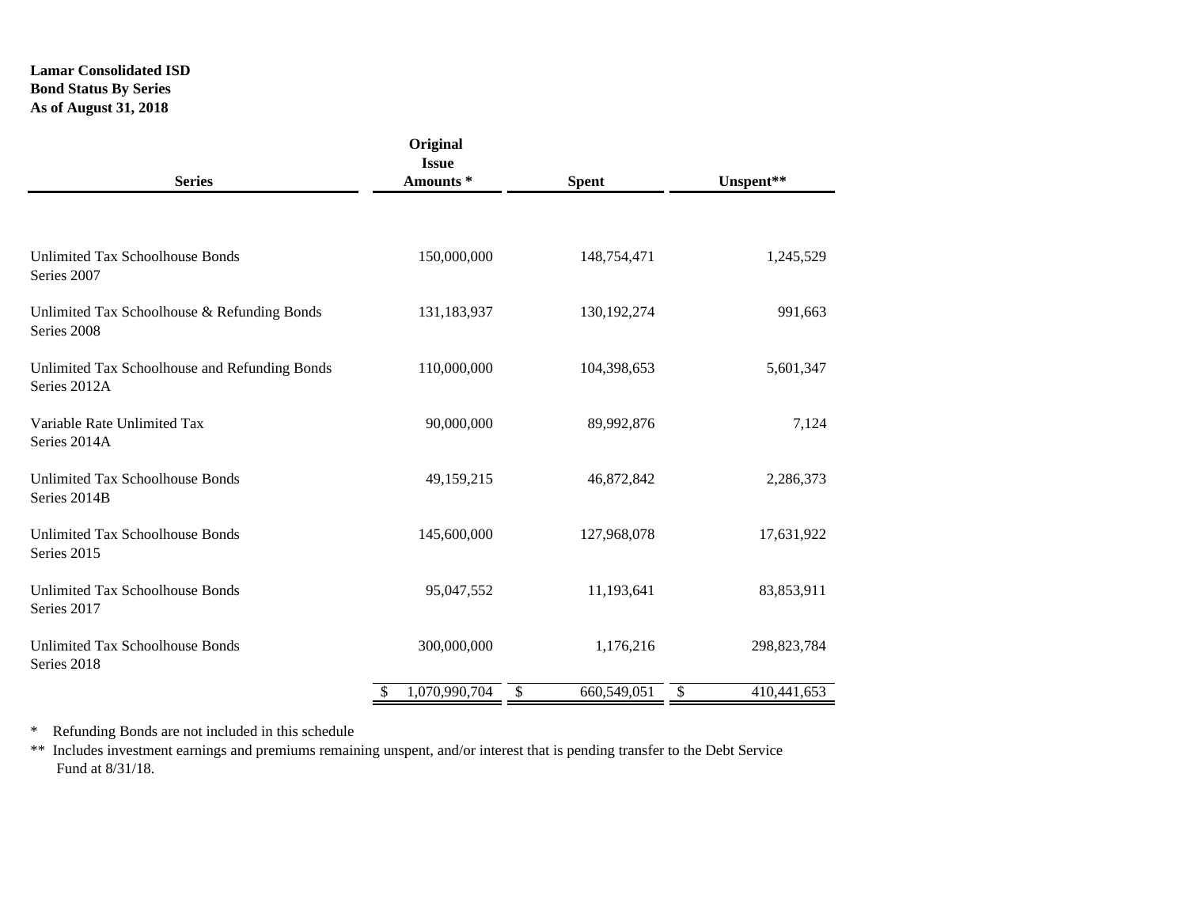**Lamar Consolidated ISD**
**Bond Status By Series**
**As of August 31, 2018**

| Series | Original Issue Amounts * | Spent | Unspent** |
|---|---|---|---|
| Unlimited Tax Schoolhouse Bonds Series 2007 | 150,000,000 | 148,754,471 | 1,245,529 |
| Unlimited Tax Schoolhouse & Refunding Bonds Series 2008 | 131,183,937 | 130,192,274 | 991,663 |
| Unlimited Tax Schoolhouse and Refunding Bonds Series 2012A | 110,000,000 | 104,398,653 | 5,601,347 |
| Variable Rate Unlimited Tax Series 2014A | 90,000,000 | 89,992,876 | 7,124 |
| Unlimited Tax Schoolhouse Bonds Series 2014B | 49,159,215 | 46,872,842 | 2,286,373 |
| Unlimited Tax Schoolhouse Bonds Series 2015 | 145,600,000 | 127,968,078 | 17,631,922 |
| Unlimited Tax Schoolhouse Bonds Series 2017 | 95,047,552 | 11,193,641 | 83,853,911 |
| Unlimited Tax Schoolhouse Bonds Series 2018 | 300,000,000 | 1,176,216 | 298,823,784 |
| | $ 1,070,990,704 | $ 660,549,051 | $ 410,441,653 |

\* Refunding Bonds are not included in this schedule

** Includes investment earnings and premiums remaining unspent, and/or interest that is pending transfer to the Debt Service Fund at 8/31/18.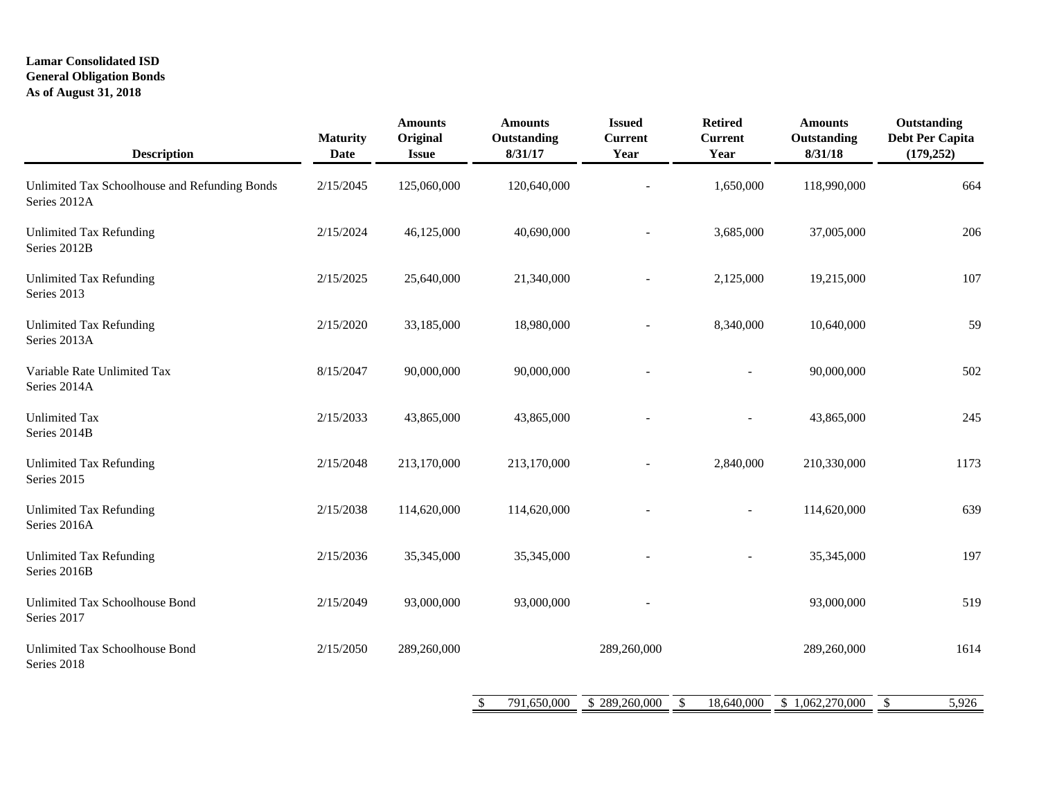**Lamar Consolidated ISD**
**General Obligation Bonds**
**As of August 31, 2018**

| Description | Maturity Date | Amounts Original Issue | Amounts Outstanding 8/31/17 | Issued Current Year | Retired Current Year | Amounts Outstanding 8/31/18 | Outstanding Debt Per Capita (179,252) |
|---|---|---|---|---|---|---|---|
| Unlimited Tax Schoolhouse and Refunding Bonds Series 2012A | 2/15/2045 | 125,060,000 | 120,640,000 | - | 1,650,000 | 118,990,000 | 664 |
| Unlimited Tax Refunding Series 2012B | 2/15/2024 | 46,125,000 | 40,690,000 | - | 3,685,000 | 37,005,000 | 206 |
| Unlimited Tax Refunding Series 2013 | 2/15/2025 | 25,640,000 | 21,340,000 | - | 2,125,000 | 19,215,000 | 107 |
| Unlimited Tax Refunding Series 2013A | 2/15/2020 | 33,185,000 | 18,980,000 | - | 8,340,000 | 10,640,000 | 59 |
| Variable Rate Unlimited Tax Series 2014A | 8/15/2047 | 90,000,000 | 90,000,000 | - | - | 90,000,000 | 502 |
| Unlimited Tax Series 2014B | 2/15/2033 | 43,865,000 | 43,865,000 | - | - | 43,865,000 | 245 |
| Unlimited Tax Refunding Series 2015 | 2/15/2048 | 213,170,000 | 213,170,000 | - | 2,840,000 | 210,330,000 | 1173 |
| Unlimited Tax Refunding Series 2016A | 2/15/2038 | 114,620,000 | 114,620,000 | - | - | 114,620,000 | 639 |
| Unlimited Tax Refunding Series 2016B | 2/15/2036 | 35,345,000 | 35,345,000 | - | - | 35,345,000 | 197 |
| Unlimited Tax Schoolhouse Bond Series 2017 | 2/15/2049 | 93,000,000 | 93,000,000 | - | | 93,000,000 | 519 |
| Unlimited Tax Schoolhouse Bond Series 2018 | 2/15/2050 | 289,260,000 | | 289,260,000 | | 289,260,000 | 1614 |
| | | | $ 791,650,000 | $ 289,260,000 | $ 18,640,000 | $ 1,062,270,000 | $ 5,926 |